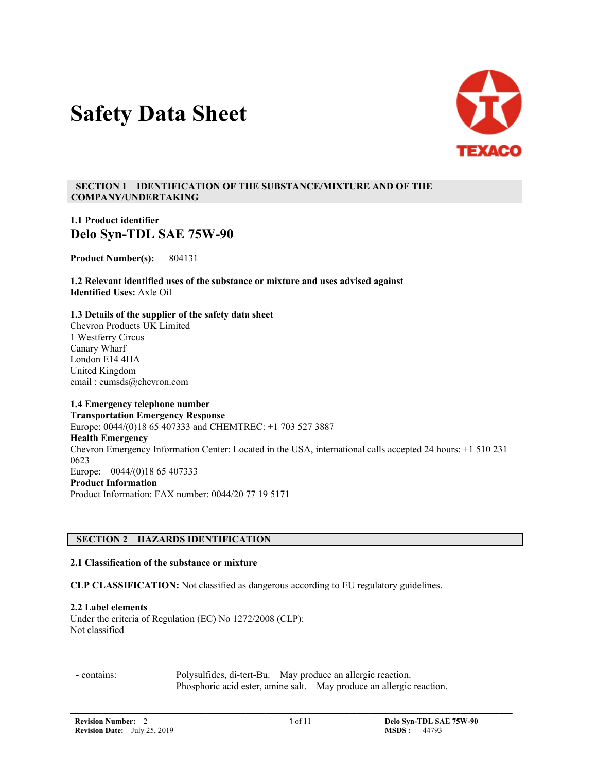# Safety Data Sheet

TEXACO

## SECTION 1 IDENTIFICATION OF THE SUBSTANCE/MIXTURE AND OF THE COMPANY/UNDERTAKING

### 1.1 Product identifier

## Delo Syn-TDL SAE 75W-90

**Product Number(s):** 804131

### 1.2 Relevant identified uses of the substance or mixture and uses advised against

**Identified Uses:** Axle Oil

### 1.3 Details of the supplier of the safety data sheet

Chevron Products UK Limited
1 Westferry Circus
Canary Wharf
London E14 4HA
United Kingdom
email : eumsds@chevron.com

### 1.4 Emergency telephone number

**Transportation Emergency Response**
Europe: 0044/(0)18 65 407333 and CHEMTREC: +1 703 527 3887
**Health Emergency**
Chevron Emergency Information Center: Located in the USA, international calls accepted 24 hours: +1 510 231 0623
Europe: 0044/(0)18 65 407333
**Product Information**
Product Information: FAX number: 0044/20 77 19 5171

## SECTION 2 HAZARDS IDENTIFICATION

### 2.1 Classification of the substance or mixture

**CLP CLASSIFICATION:** Not classified as dangerous according to EU regulatory guidelines.

### 2.2 Label elements

Under the criteria of Regulation (EC) No 1272/2008 (CLP):
Not classified

| - contains: | Polysulfides, di-tert-Bu. May produce an allergic reaction. |
|---|---|
| | Phosphoric acid ester, amine salt. May produce an allergic reaction. |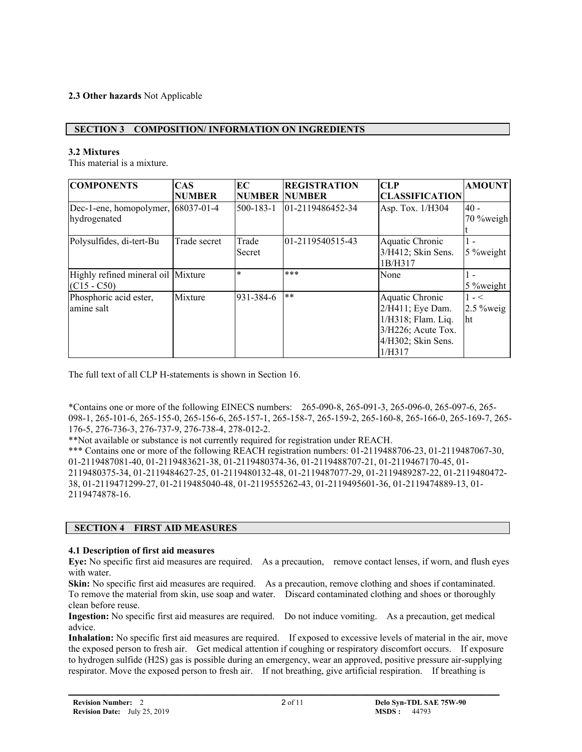**2.3 Other hazards** Not Applicable

## SECTION 3 COMPOSITION/ INFORMATION ON INGREDIENTS

### 3.2 Mixtures

This material is a mixture.

| COMPONENTS | CAS NUMBER | EC NUMBER | REGISTRATION NUMBER | CLP CLASSIFICATION | AMOUNT |
|---|---|---|---|---|---|
| Dec-1-ene, homopolymer, hydrogenated | 68037-01-4 | 500-183-1 | 01-2119486452-34 | Asp. Tox. 1/H304 | 40 - 70 %weight |
| Polysulfides, di-tert-Bu | Trade secret | Trade Secret | 01-2119540515-43 | Aquatic Chronic 3/H412; Skin Sens. 1B/H317 | 1 - 5 %weight |
| Highly refined mineral oil (C15 - C50) | Mixture | * | *** | None | 1 - 5 %weight |
| Phosphoric acid ester, amine salt | Mixture | 931-384-6 | ** | Aquatic Chronic 2/H411; Eye Dam. 1/H318; Flam. Liq. 3/H226; Acute Tox. 4/H302; Skin Sens. 1/H317 | 1 - < 2.5 %weight |

The full text of all CLP H-statements is shown in Section 16.

*Contains one or more of the following EINECS numbers: 265-090-8, 265-091-3, 265-096-0, 265-097-6, 265-098-1, 265-101-6, 265-155-0, 265-156-6, 265-157-1, 265-158-7, 265-159-2, 265-160-8, 265-166-0, 265-169-7, 265-176-5, 276-736-3, 276-737-9, 276-738-4, 278-012-2.

**Not available or substance is not currently required for registration under REACH.

*** Contains one or more of the following REACH registration numbers: 01-2119488706-23, 01-2119487067-30, 01-2119487081-40, 01-2119483621-38, 01-2119480374-36, 01-2119488707-21, 01-2119467170-45, 01-2119480375-34, 01-2119484627-25, 01-2119480132-48, 01-2119487077-29, 01-2119489287-22, 01-2119480472-38, 01-2119471299-27, 01-2119485040-48, 01-2119555262-43, 01-2119495601-36, 01-2119474889-13, 01-2119474878-16.

## SECTION 4 FIRST AID MEASURES

### 4.1 Description of first aid measures

**Eye:** No specific first aid measures are required. As a precaution, remove contact lenses, if worn, and flush eyes with water.

**Skin:** No specific first aid measures are required. As a precaution, remove clothing and shoes if contaminated. To remove the material from skin, use soap and water. Discard contaminated clothing and shoes or thoroughly clean before reuse.

**Ingestion:** No specific first aid measures are required. Do not induce vomiting. As a precaution, get medical advice.

**Inhalation:** No specific first aid measures are required. If exposed to excessive levels of material in the air, move the exposed person to fresh air. Get medical attention if coughing or respiratory discomfort occurs. If exposure to hydrogen sulfide ($H_2S$) gas is possible during an emergency, wear an approved, positive pressure air-supplying respirator. Move the exposed person to fresh air. If not breathing, give artificial respiration. If breathing is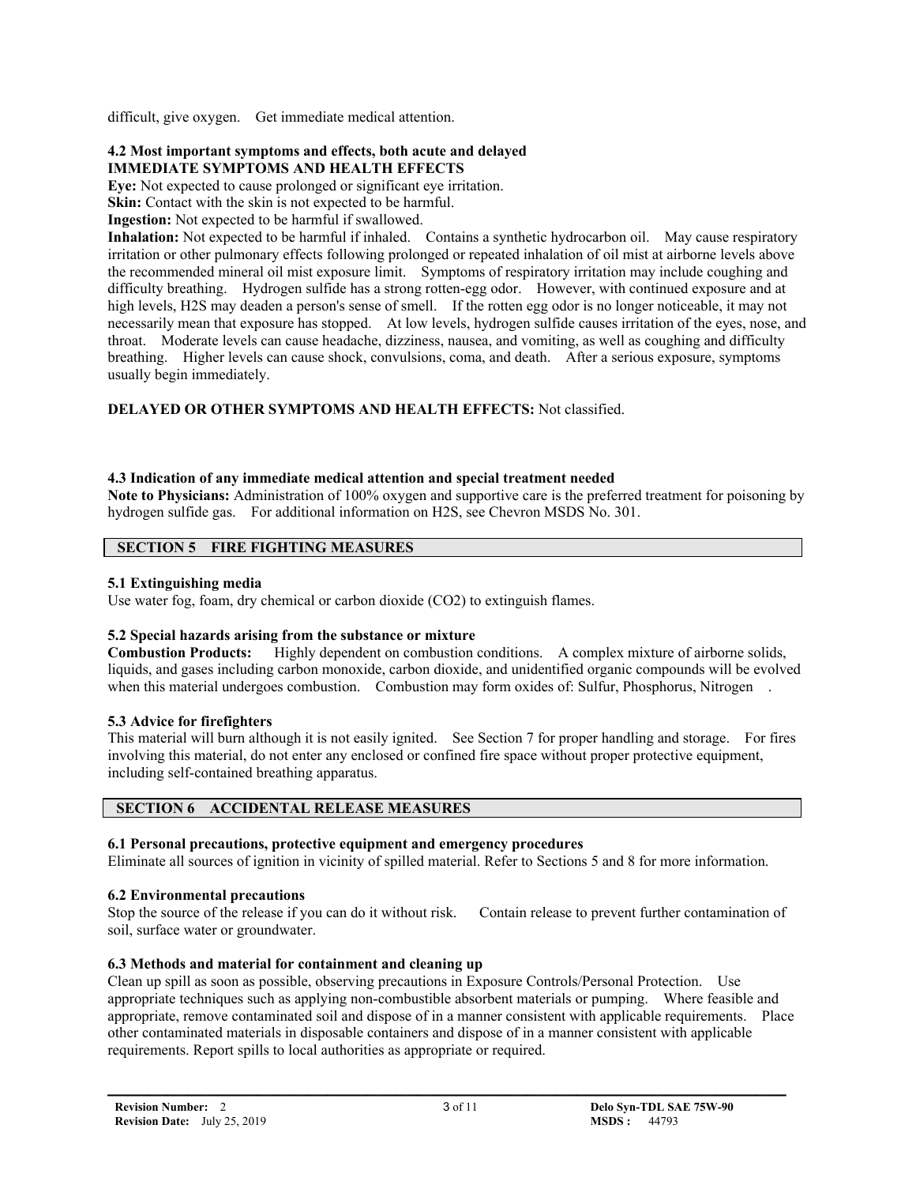difficult, give oxygen. Get immediate medical attention.

### 4.2 Most important symptoms and effects, both acute and delayed

**IMMEDIATE SYMPTOMS AND HEALTH EFFECTS**

**Eye:** Not expected to cause prolonged or significant eye irritation.

**Skin:** Contact with the skin is not expected to be harmful.

**Ingestion:** Not expected to be harmful if swallowed.

**Inhalation:** Not expected to be harmful if inhaled. Contains a synthetic hydrocarbon oil. May cause respiratory irritation or other pulmonary effects following prolonged or repeated inhalation of oil mist at airborne levels above the recommended mineral oil mist exposure limit. Symptoms of respiratory irritation may include coughing and difficulty breathing. Hydrogen sulfide has a strong rotten-egg odor. However, with continued exposure and at high levels, H2S may deaden a person's sense of smell. If the rotten egg odor is no longer noticeable, it may not necessarily mean that exposure has stopped. At low levels, hydrogen sulfide causes irritation of the eyes, nose, and throat. Moderate levels can cause headache, dizziness, nausea, and vomiting, as well as coughing and difficulty breathing. Higher levels can cause shock, convulsions, coma, and death. After a serious exposure, symptoms usually begin immediately.

**DELAYED OR OTHER SYMPTOMS AND HEALTH EFFECTS:** Not classified.

### 4.3 Indication of any immediate medical attention and special treatment needed

**Note to Physicians:** Administration of 100% oxygen and supportive care is the preferred treatment for poisoning by hydrogen sulfide gas. For additional information on H2S, see Chevron MSDS No. 301.

## SECTION 5 FIRE FIGHTING MEASURES

### 5.1 Extinguishing media

Use water fog, foam, dry chemical or carbon dioxide ($CO_2$) to extinguish flames.

### 5.2 Special hazards arising from the substance or mixture

**Combustion Products:** Highly dependent on combustion conditions. A complex mixture of airborne solids, liquids, and gases including carbon monoxide, carbon dioxide, and unidentified organic compounds will be evolved when this material undergoes combustion. Combustion may form oxides of: Sulfur, Phosphorus, Nitrogen .

### 5.3 Advice for firefighters

This material will burn although it is not easily ignited. See Section 7 for proper handling and storage. For fires involving this material, do not enter any enclosed or confined fire space without proper protective equipment, including self-contained breathing apparatus.

## SECTION 6 ACCIDENTAL RELEASE MEASURES

### 6.1 Personal precautions, protective equipment and emergency procedures

Eliminate all sources of ignition in vicinity of spilled material. Refer to Sections 5 and 8 for more information.

### 6.2 Environmental precautions

Stop the source of the release if you can do it without risk. Contain release to prevent further contamination of soil, surface water or groundwater.

### 6.3 Methods and material for containment and cleaning up

Clean up spill as soon as possible, observing precautions in Exposure Controls/Personal Protection. Use appropriate techniques such as applying non-combustible absorbent materials or pumping. Where feasible and appropriate, remove contaminated soil and dispose of in a manner consistent with applicable requirements. Place other contaminated materials in disposable containers and dispose of in a manner consistent with applicable requirements. Report spills to local authorities as appropriate or required.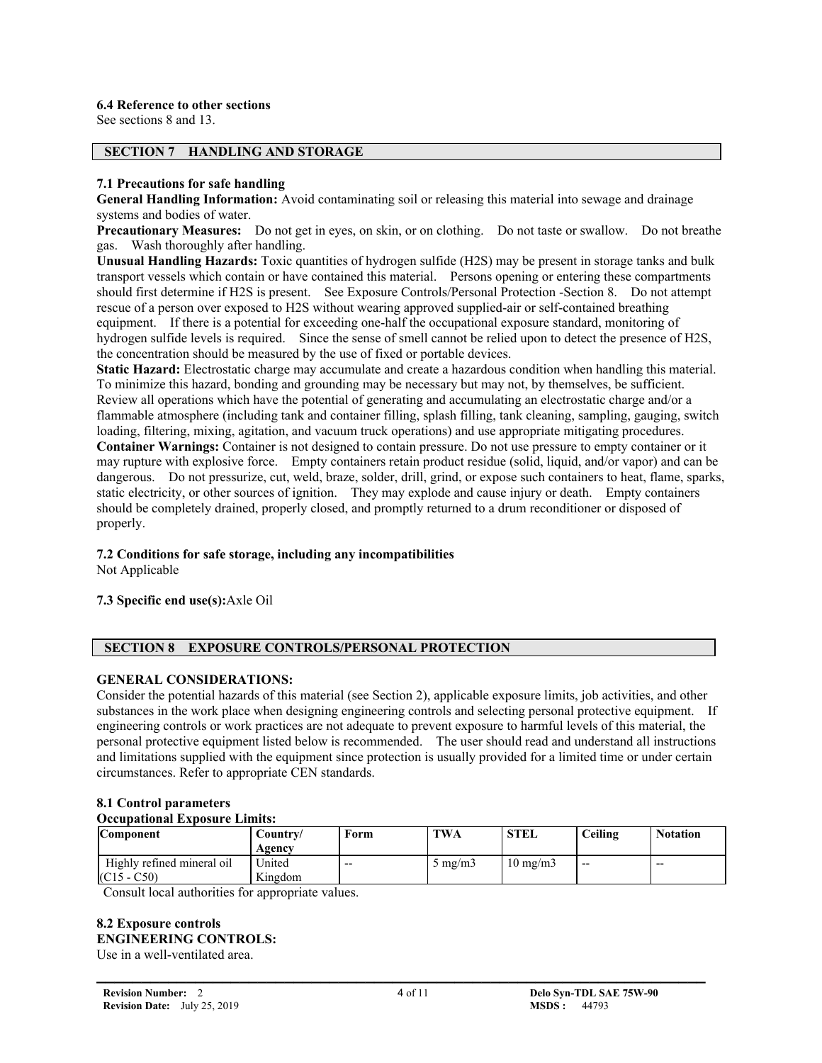### 6.4 Reference to other sections

See sections 8 and 13.

## SECTION 7 HANDLING AND STORAGE

### 7.1 Precautions for safe handling

**General Handling Information:** Avoid contaminating soil or releasing this material into sewage and drainage systems and bodies of water.

**Precautionary Measures:** Do not get in eyes, on skin, or on clothing. Do not taste or swallow. Do not breathe gas. Wash thoroughly after handling.

**Unusual Handling Hazards:** Toxic quantities of hydrogen sulfide ($H_2S$) may be present in storage tanks and bulk transport vessels which contain or have contained this material. Persons opening or entering these compartments should first determine if $H_2S$ is present. See Exposure Controls/Personal Protection -Section 8. Do not attempt rescue of a person over exposed to $H_2S$ without wearing approved supplied-air or self-contained breathing equipment. If there is a potential for exceeding one-half the occupational exposure standard, monitoring of hydrogen sulfide levels is required. Since the sense of smell cannot be relied upon to detect the presence of $H_2S$, the concentration should be measured by the use of fixed or portable devices.

**Static Hazard:** Electrostatic charge may accumulate and create a hazardous condition when handling this material. To minimize this hazard, bonding and grounding may be necessary but may not, by themselves, be sufficient. Review all operations which have the potential of generating and accumulating an electrostatic charge and/or a flammable atmosphere (including tank and container filling, splash filling, tank cleaning, sampling, gauging, switch loading, filtering, mixing, agitation, and vacuum truck operations) and use appropriate mitigating procedures.

**Container Warnings:** Container is not designed to contain pressure. Do not use pressure to empty container or it may rupture with explosive force. Empty containers retain product residue (solid, liquid, and/or vapor) and can be dangerous. Do not pressurize, cut, weld, braze, solder, drill, grind, or expose such containers to heat, flame, sparks, static electricity, or other sources of ignition. They may explode and cause injury or death. Empty containers should be completely drained, properly closed, and promptly returned to a drum reconditioner or disposed of properly.

### 7.2 Conditions for safe storage, including any incompatibilities

Not Applicable

**7.3 Specific end use(s):**Axle Oil

## SECTION 8 EXPOSURE CONTROLS/PERSONAL PROTECTION

**GENERAL CONSIDERATIONS:**

Consider the potential hazards of this material (see Section 2), applicable exposure limits, job activities, and other substances in the work place when designing engineering controls and selecting personal protective equipment. If engineering controls or work practices are not adequate to prevent exposure to harmful levels of this material, the personal protective equipment listed below is recommended. The user should read and understand all instructions and limitations supplied with the equipment since protection is usually provided for a limited time or under certain circumstances. Refer to appropriate CEN standards.

### 8.1 Control parameters

**Occupational Exposure Limits:**

| Component | Country/ Agency | Form | TWA | STEL | Ceiling | Notation |
|---|---|---|---|---|---|---|
| Highly refined mineral oil (C15 - C50) | United Kingdom | -- | 5 mg/m3 | 10 mg/m3 | -- | -- |

Consult local authorities for appropriate values.

### 8.2 Exposure controls

**ENGINEERING CONTROLS:**

Use in a well-ventilated area.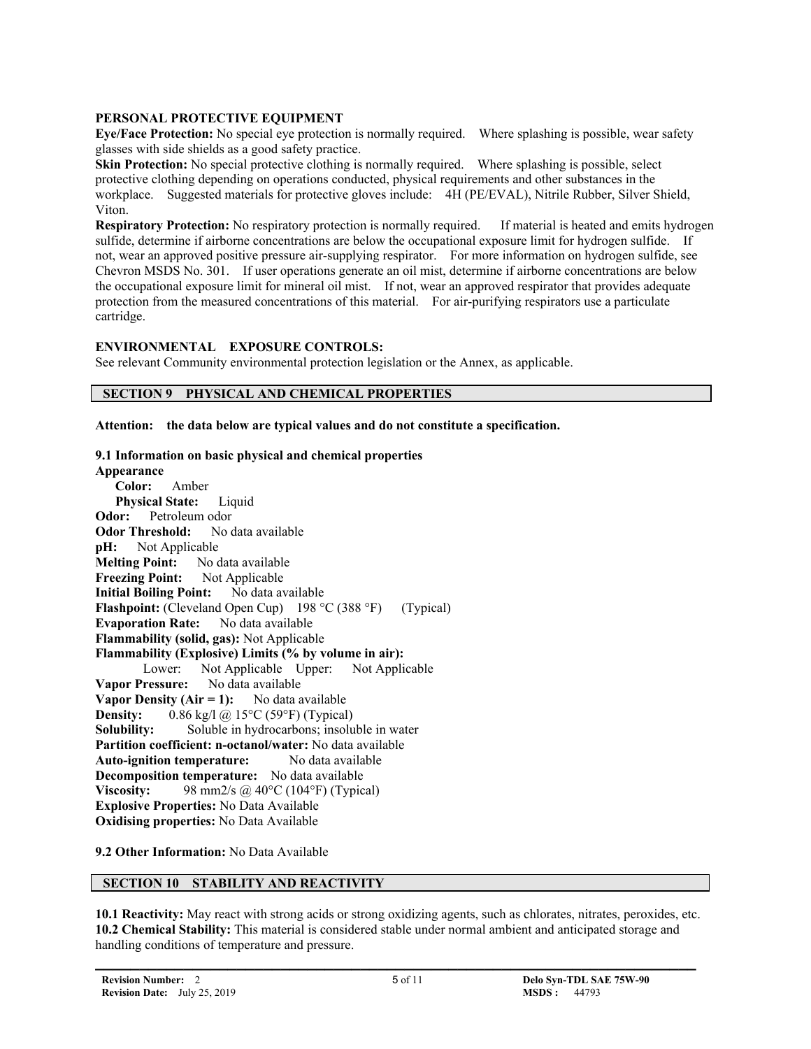**PERSONAL PROTECTIVE EQUIPMENT**

**Eye/Face Protection:** No special eye protection is normally required. Where splashing is possible, wear safety glasses with side shields as a good safety practice.

**Skin Protection:** No special protective clothing is normally required. Where splashing is possible, select protective clothing depending on operations conducted, physical requirements and other substances in the workplace. Suggested materials for protective gloves include: 4H (PE/EVAL), Nitrile Rubber, Silver Shield, Viton.

**Respiratory Protection:** No respiratory protection is normally required. If material is heated and emits hydrogen sulfide, determine if airborne concentrations are below the occupational exposure limit for hydrogen sulfide. If not, wear an approved positive pressure air-supplying respirator. For more information on hydrogen sulfide, see Chevron MSDS No. 301. If user operations generate an oil mist, determine if airborne concentrations are below the occupational exposure limit for mineral oil mist. If not, wear an approved respirator that provides adequate protection from the measured concentrations of this material. For air-purifying respirators use a particulate cartridge.

**ENVIRONMENTAL EXPOSURE CONTROLS:**

See relevant Community environmental protection legislation or the Annex, as applicable.

## SECTION 9 PHYSICAL AND CHEMICAL PROPERTIES

**Attention: the data below are typical values and do not constitute a specification.**

**9.1 Information on basic physical and chemical properties**

**Appearance**

**Color:** Amber

**Physical State:** Liquid

**Odor:** Petroleum odor

**Odor Threshold:** No data available

**pH:** Not Applicable

**Melting Point:** No data available

**Freezing Point:** Not Applicable

**Initial Boiling Point:** No data available

**Flashpoint:** (Cleveland Open Cup) 198 °C (388 °F) (Typical)

**Evaporation Rate:** No data available

**Flammability (solid, gas):** Not Applicable

**Flammability (Explosive) Limits (% by volume in air):**

Lower: Not Applicable Upper: Not Applicable

**Vapor Pressure:** No data available

**Vapor Density (Air = 1):** No data available

**Density:** 0.86 kg/l @ 15°C (59°F) (Typical)

**Solubility:** Soluble in hydrocarbons; insoluble in water

**Partition coefficient: n-octanol/water:** No data available

**Auto-ignition temperature:** No data available

**Decomposition temperature:** No data available

**Viscosity:** 98 mm2/s @ 40°C (104°F) (Typical)

**Explosive Properties:** No Data Available

**Oxidising properties:** No Data Available

**9.2 Other Information:** No Data Available

## SECTION 10 STABILITY AND REACTIVITY

**10.1 Reactivity:** May react with strong acids or strong oxidizing agents, such as chlorates, nitrates, peroxides, etc.

**10.2 Chemical Stability:** This material is considered stable under normal ambient and anticipated storage and handling conditions of temperature and pressure.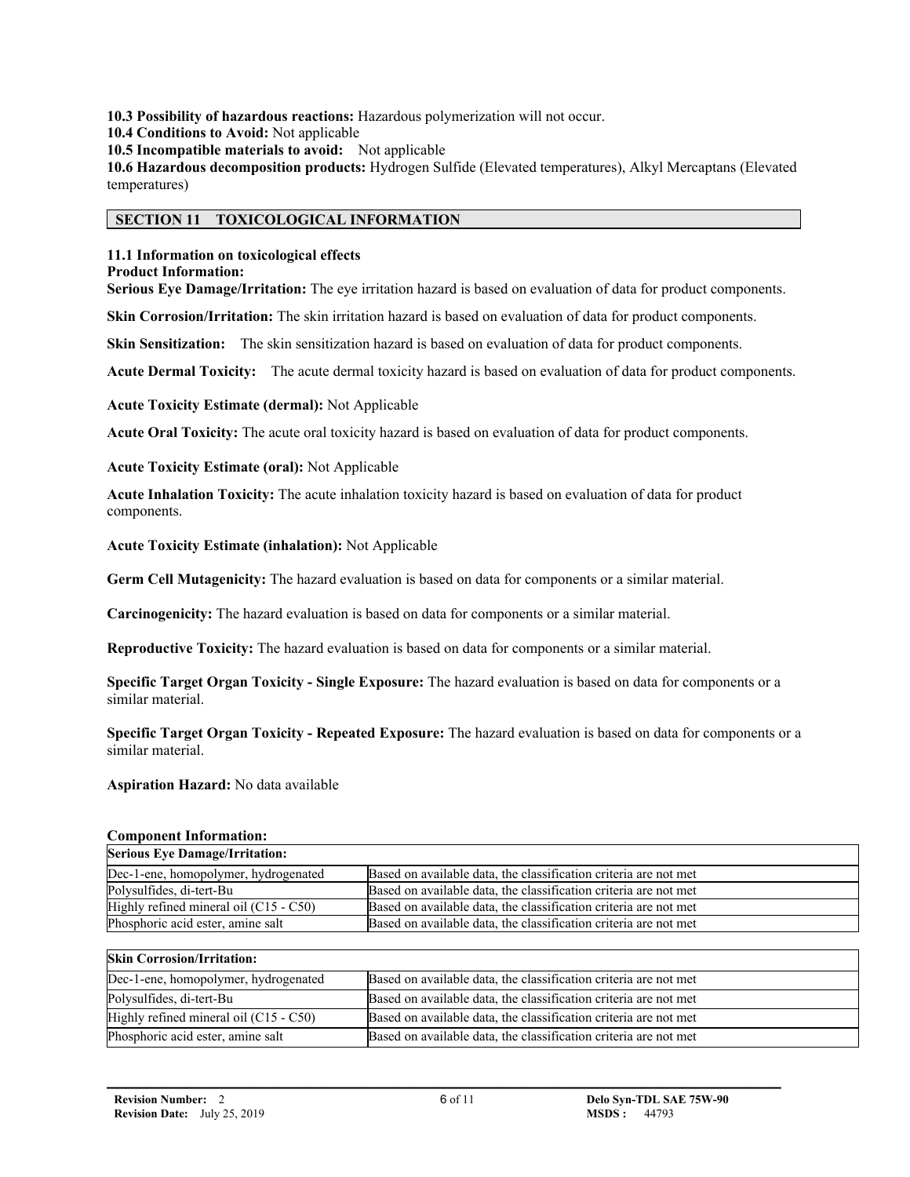**10.3 Possibility of hazardous reactions:** Hazardous polymerization will not occur.

**10.4 Conditions to Avoid:** Not applicable

**10.5 Incompatible materials to avoid:** Not applicable

**10.6 Hazardous decomposition products:** Hydrogen Sulfide (Elevated temperatures), Alkyl Mercaptans (Elevated temperatures)

## SECTION 11 TOXICOLOGICAL INFORMATION

**11.1 Information on toxicological effects**

**Product Information:**

**Serious Eye Damage/Irritation:** The eye irritation hazard is based on evaluation of data for product components.

**Skin Corrosion/Irritation:** The skin irritation hazard is based on evaluation of data for product components.

**Skin Sensitization:** The skin sensitization hazard is based on evaluation of data for product components.

**Acute Dermal Toxicity:** The acute dermal toxicity hazard is based on evaluation of data for product components.

**Acute Toxicity Estimate (dermal):** Not Applicable

**Acute Oral Toxicity:** The acute oral toxicity hazard is based on evaluation of data for product components.

**Acute Toxicity Estimate (oral):** Not Applicable

**Acute Inhalation Toxicity:** The acute inhalation toxicity hazard is based on evaluation of data for product components.

**Acute Toxicity Estimate (inhalation):** Not Applicable

**Germ Cell Mutagenicity:** The hazard evaluation is based on data for components or a similar material.

**Carcinogenicity:** The hazard evaluation is based on data for components or a similar material.

**Reproductive Toxicity:** The hazard evaluation is based on data for components or a similar material.

**Specific Target Organ Toxicity - Single Exposure:** The hazard evaluation is based on data for components or a similar material.

**Specific Target Organ Toxicity - Repeated Exposure:** The hazard evaluation is based on data for components or a similar material.

**Aspiration Hazard:** No data available

**Component Information:**

| **Serious Eye Damage/Irritation:** | |
|---|---|
| Dec-1-ene, homopolymer, hydrogenated | Based on available data, the classification criteria are not met |
| Polysulfides, di-tert-Bu | Based on available data, the classification criteria are not met |
| Highly refined mineral oil (C15 - C50) | Based on available data, the classification criteria are not met |
| Phosphoric acid ester, amine salt | Based on available data, the classification criteria are not met |

| **Skin Corrosion/Irritation:** | |
|---|---|
| Dec-1-ene, homopolymer, hydrogenated | Based on available data, the classification criteria are not met |
| Polysulfides, di-tert-Bu | Based on available data, the classification criteria are not met |
| Highly refined mineral oil (C15 - C50) | Based on available data, the classification criteria are not met |
| Phosphoric acid ester, amine salt | Based on available data, the classification criteria are not met |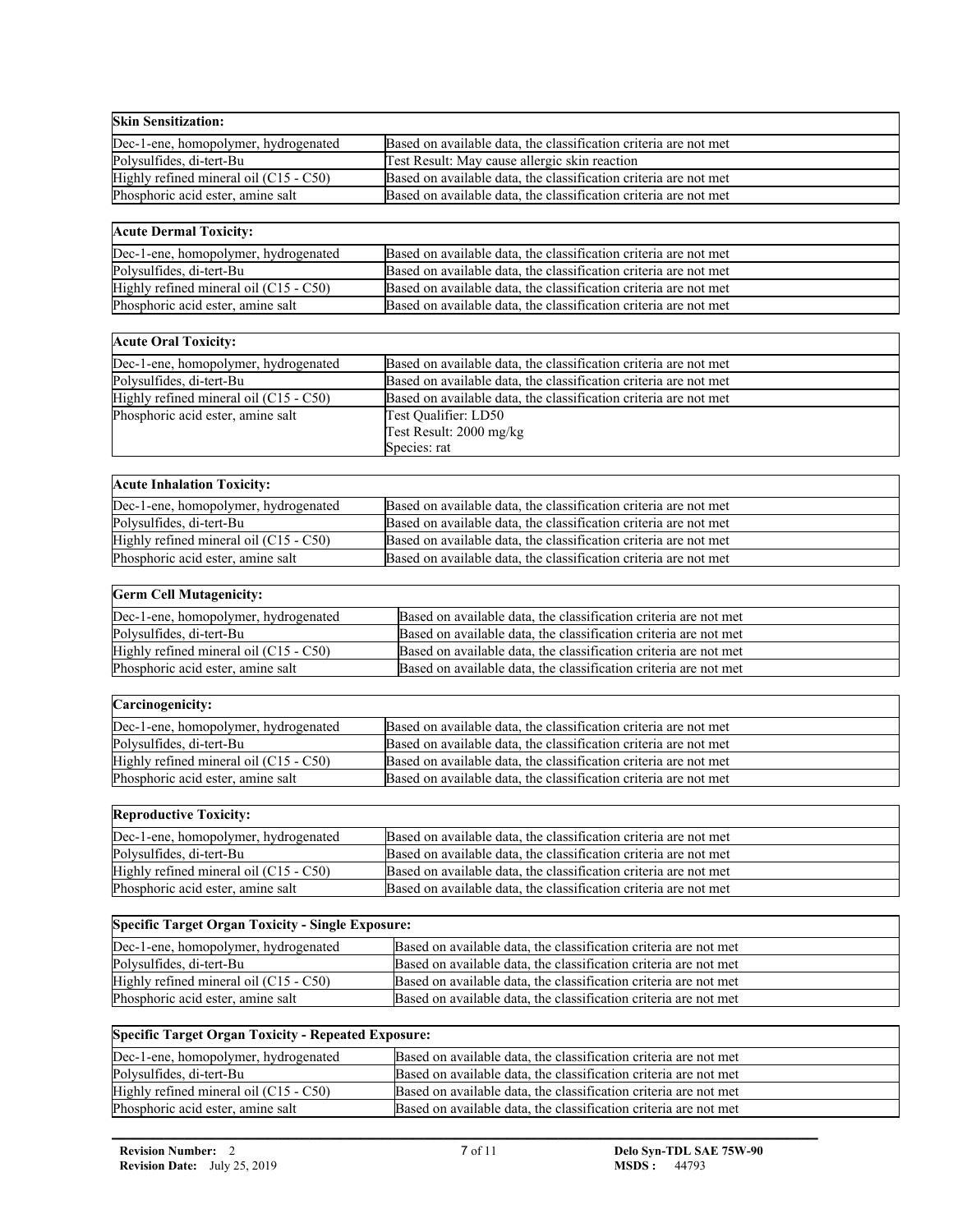| Skin Sensitization: | |
|---|---|
| Dec-1-ene, homopolymer, hydrogenated | Based on available data, the classification criteria are not met |
| Polysulfides, di-tert-Bu | Test Result: May cause allergic skin reaction |
| Highly refined mineral oil (C15 - C50) | Based on available data, the classification criteria are not met |
| Phosphoric acid ester, amine salt | Based on available data, the classification criteria are not met |

| Acute Dermal Toxicity: | |
|---|---|
| Dec-1-ene, homopolymer, hydrogenated | Based on available data, the classification criteria are not met |
| Polysulfides, di-tert-Bu | Based on available data, the classification criteria are not met |
| Highly refined mineral oil (C15 - C50) | Based on available data, the classification criteria are not met |
| Phosphoric acid ester, amine salt | Based on available data, the classification criteria are not met |

| Acute Oral Toxicity: | |
|---|---|
| Dec-1-ene, homopolymer, hydrogenated | Based on available data, the classification criteria are not met |
| Polysulfides, di-tert-Bu | Based on available data, the classification criteria are not met |
| Highly refined mineral oil (C15 - C50) | Based on available data, the classification criteria are not met |
| Phosphoric acid ester, amine salt | Test Qualifier: LD50<br>Test Result: 2000 mg/kg<br>Species: rat |

| Acute Inhalation Toxicity: | |
|---|---|
| Dec-1-ene, homopolymer, hydrogenated | Based on available data, the classification criteria are not met |
| Polysulfides, di-tert-Bu | Based on available data, the classification criteria are not met |
| Highly refined mineral oil (C15 - C50) | Based on available data, the classification criteria are not met |
| Phosphoric acid ester, amine salt | Based on available data, the classification criteria are not met |

| Germ Cell Mutagenicity: | |
|---|---|
| Dec-1-ene, homopolymer, hydrogenated | Based on available data, the classification criteria are not met |
| Polysulfides, di-tert-Bu | Based on available data, the classification criteria are not met |
| Highly refined mineral oil (C15 - C50) | Based on available data, the classification criteria are not met |
| Phosphoric acid ester, amine salt | Based on available data, the classification criteria are not met |

| Carcinogenicity: | |
|---|---|
| Dec-1-ene, homopolymer, hydrogenated | Based on available data, the classification criteria are not met |
| Polysulfides, di-tert-Bu | Based on available data, the classification criteria are not met |
| Highly refined mineral oil (C15 - C50) | Based on available data, the classification criteria are not met |
| Phosphoric acid ester, amine salt | Based on available data, the classification criteria are not met |

| Reproductive Toxicity: | |
|---|---|
| Dec-1-ene, homopolymer, hydrogenated | Based on available data, the classification criteria are not met |
| Polysulfides, di-tert-Bu | Based on available data, the classification criteria are not met |
| Highly refined mineral oil (C15 - C50) | Based on available data, the classification criteria are not met |
| Phosphoric acid ester, amine salt | Based on available data, the classification criteria are not met |

| Specific Target Organ Toxicity - Single Exposure: | |
|---|---|
| Dec-1-ene, homopolymer, hydrogenated | Based on available data, the classification criteria are not met |
| Polysulfides, di-tert-Bu | Based on available data, the classification criteria are not met |
| Highly refined mineral oil (C15 - C50) | Based on available data, the classification criteria are not met |
| Phosphoric acid ester, amine salt | Based on available data, the classification criteria are not met |

| Specific Target Organ Toxicity - Repeated Exposure: | |
|---|---|
| Dec-1-ene, homopolymer, hydrogenated | Based on available data, the classification criteria are not met |
| Polysulfides, di-tert-Bu | Based on available data, the classification criteria are not met |
| Highly refined mineral oil (C15 - C50) | Based on available data, the classification criteria are not met |
| Phosphoric acid ester, amine salt | Based on available data, the classification criteria are not met |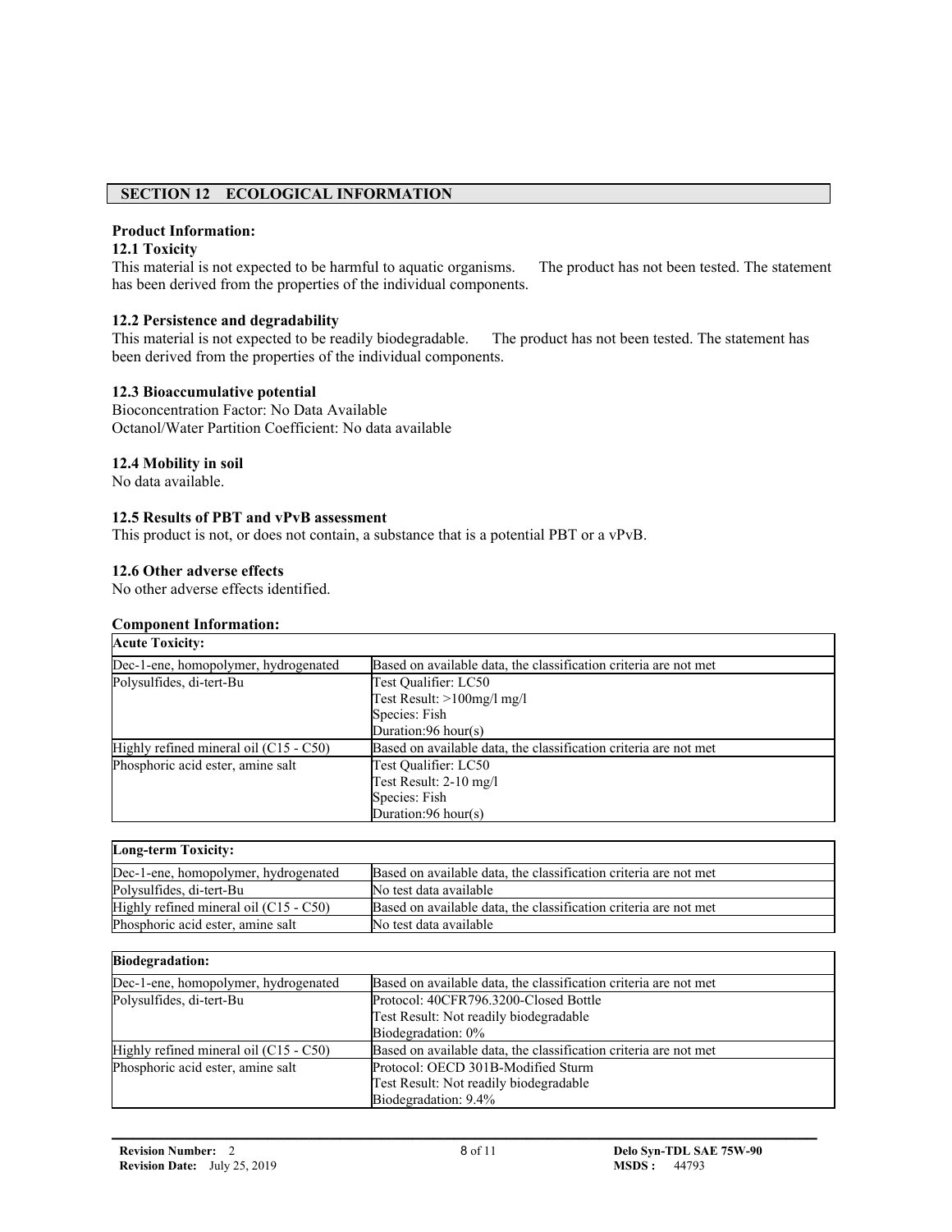## SECTION 12 ECOLOGICAL INFORMATION

**Product Information:**

**12.1 Toxicity**

This material is not expected to be harmful to aquatic organisms. The product has not been tested. The statement has been derived from the properties of the individual components.

**12.2 Persistence and degradability**

This material is not expected to be readily biodegradable. The product has not been tested. The statement has been derived from the properties of the individual components.

**12.3 Bioaccumulative potential**

Bioconcentration Factor: No Data Available
Octanol/Water Partition Coefficient: No data available

**12.4 Mobility in soil**

No data available.

**12.5 Results of PBT and vPvB assessment**

This product is not, or does not contain, a substance that is a potential PBT or a vPvB.

**12.6 Other adverse effects**

No other adverse effects identified.

**Component Information:**

| **Acute Toxicity:** | |
|---|---|
| Dec-1-ene, homopolymer, hydrogenated | Based on available data, the classification criteria are not met |
| Polysulfides, di-tert-Bu | Test Qualifier: LC50<br>Test Result: >100mg/l mg/l<br>Species: Fish<br>Duration:96 hour(s) |
| Highly refined mineral oil (C15 - C50) | Based on available data, the classification criteria are not met |
| Phosphoric acid ester, amine salt | Test Qualifier: LC50<br>Test Result: 2-10 mg/l<br>Species: Fish<br>Duration:96 hour(s) |

| **Long-term Toxicity:** | |
|---|---|
| Dec-1-ene, homopolymer, hydrogenated | Based on available data, the classification criteria are not met |
| Polysulfides, di-tert-Bu | No test data available |
| Highly refined mineral oil (C15 - C50) | Based on available data, the classification criteria are not met |
| Phosphoric acid ester, amine salt | No test data available |

| **Biodegradation:** | |
|---|---|
| Dec-1-ene, homopolymer, hydrogenated | Based on available data, the classification criteria are not met |
| Polysulfides, di-tert-Bu | Protocol: 40CFR796.3200-Closed Bottle<br>Test Result: Not readily biodegradable<br>Biodegradation: 0% |
| Highly refined mineral oil (C15 - C50) | Based on available data, the classification criteria are not met |
| Phosphoric acid ester, amine salt | Protocol: OECD 301B-Modified Sturm<br>Test Result: Not readily biodegradable<br>Biodegradation: 9.4% |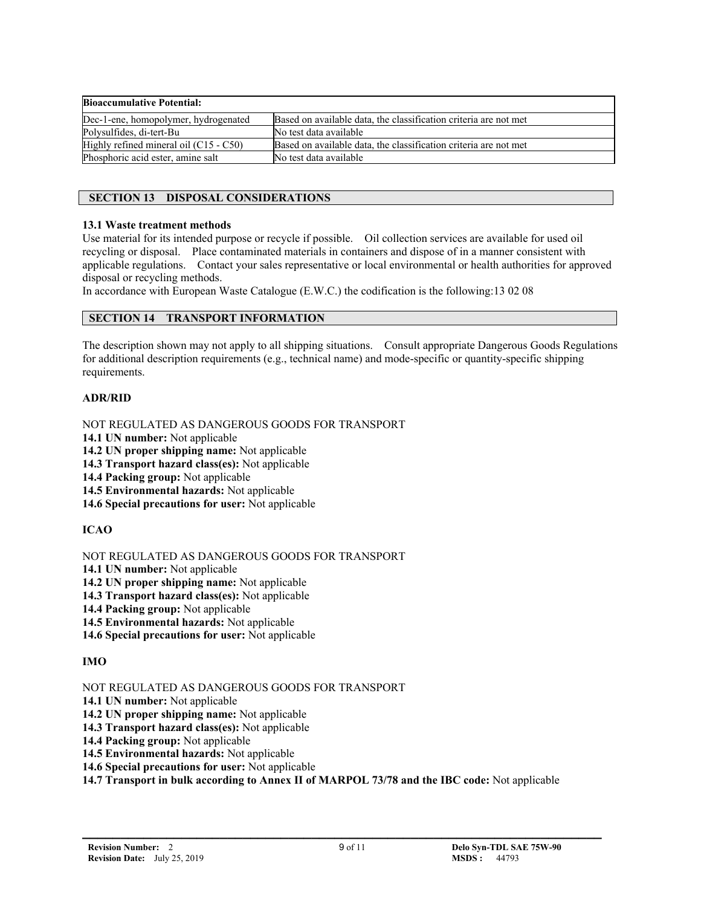| Bioaccumulative Potential: | |
| --- | --- |
| Dec-1-ene, homopolymer, hydrogenated | Based on available data, the classification criteria are not met |
| Polysulfides, di-tert-Bu | No test data available |
| Highly refined mineral oil (C15 - C50) | Based on available data, the classification criteria are not met |
| Phosphoric acid ester, amine salt | No test data available |

## SECTION 13 DISPOSAL CONSIDERATIONS

**13.1 Waste treatment methods**

Use material for its intended purpose or recycle if possible. Oil collection services are available for used oil recycling or disposal. Place contaminated materials in containers and dispose of in a manner consistent with applicable regulations. Contact your sales representative or local environmental or health authorities for approved disposal or recycling methods.

In accordance with European Waste Catalogue (E.W.C.) the codification is the following:13 02 08

## SECTION 14 TRANSPORT INFORMATION

The description shown may not apply to all shipping situations. Consult appropriate Dangerous Goods Regulations for additional description requirements (e.g., technical name) and mode-specific or quantity-specific shipping requirements.

**ADR/RID**

NOT REGULATED AS DANGEROUS GOODS FOR TRANSPORT

**14.1 UN number:** Not applicable
**14.2 UN proper shipping name:** Not applicable
**14.3 Transport hazard class(es):** Not applicable
**14.4 Packing group:** Not applicable
**14.5 Environmental hazards:** Not applicable
**14.6 Special precautions for user:** Not applicable

**ICAO**

NOT REGULATED AS DANGEROUS GOODS FOR TRANSPORT

**14.1 UN number:** Not applicable
**14.2 UN proper shipping name:** Not applicable
**14.3 Transport hazard class(es):** Not applicable
**14.4 Packing group:** Not applicable
**14.5 Environmental hazards:** Not applicable
**14.6 Special precautions for user:** Not applicable

**IMO**

NOT REGULATED AS DANGEROUS GOODS FOR TRANSPORT

**14.1 UN number:** Not applicable
**14.2 UN proper shipping name:** Not applicable
**14.3 Transport hazard class(es):** Not applicable
**14.4 Packing group:** Not applicable
**14.5 Environmental hazards:** Not applicable
**14.6 Special precautions for user:** Not applicable
**14.7 Transport in bulk according to Annex II of MARPOL 73/78 and the IBC code:** Not applicable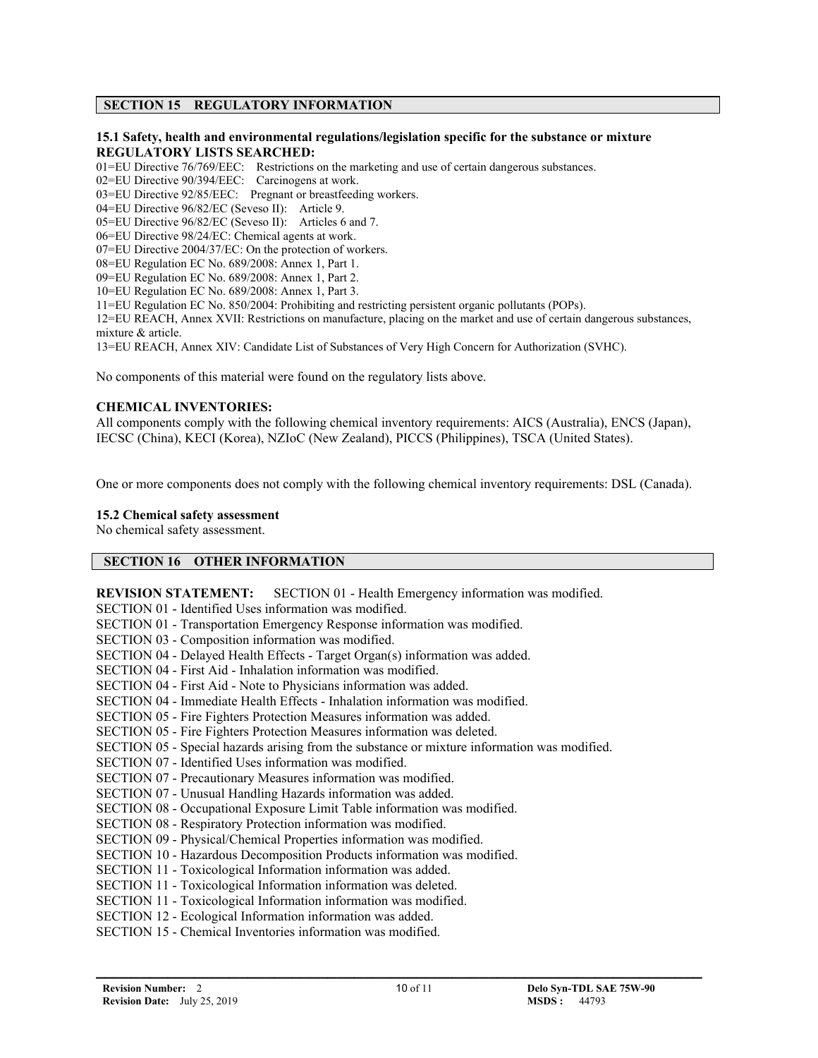## SECTION 15 REGULATORY INFORMATION

### 15.1 Safety, health and environmental regulations/legislation specific for the substance or mixture

**REGULATORY LISTS SEARCHED:**

01=EU Directive 76/769/EEC: Restrictions on the marketing and use of certain dangerous substances.
02=EU Directive 90/394/EEC: Carcinogens at work.
03=EU Directive 92/85/EEC: Pregnant or breastfeeding workers.
04=EU Directive 96/82/EC (Seveso II): Article 9.
05=EU Directive 96/82/EC (Seveso II): Articles 6 and 7.
06=EU Directive 98/24/EC: Chemical agents at work.
07=EU Directive 2004/37/EC: On the protection of workers.
08=EU Regulation EC No. 689/2008: Annex 1, Part 1.
09=EU Regulation EC No. 689/2008: Annex 1, Part 2.
10=EU Regulation EC No. 689/2008: Annex 1, Part 3.
11=EU Regulation EC No. 850/2004: Prohibiting and restricting persistent organic pollutants (POPs).
12=EU REACH, Annex XVII: Restrictions on manufacture, placing on the market and use of certain dangerous substances, mixture & article.
13=EU REACH, Annex XIV: Candidate List of Substances of Very High Concern for Authorization (SVHC).

No components of this material were found on the regulatory lists above.

**CHEMICAL INVENTORIES:**

All components comply with the following chemical inventory requirements: AICS (Australia), ENCS (Japan), IECSC (China), KECI (Korea), NZIoC (New Zealand), PICCS (Philippines), TSCA (United States).

One or more components does not comply with the following chemical inventory requirements: DSL (Canada).

### 15.2 Chemical safety assessment

No chemical safety assessment.

## SECTION 16 OTHER INFORMATION

**REVISION STATEMENT:** SECTION 01 - Health Emergency information was modified.
SECTION 01 - Identified Uses information was modified.
SECTION 01 - Transportation Emergency Response information was modified.
SECTION 03 - Composition information was modified.
SECTION 04 - Delayed Health Effects - Target Organ(s) information was added.
SECTION 04 - First Aid - Inhalation information was modified.
SECTION 04 - First Aid - Note to Physicians information was added.
SECTION 04 - Immediate Health Effects - Inhalation information was modified.
SECTION 05 - Fire Fighters Protection Measures information was added.
SECTION 05 - Fire Fighters Protection Measures information was deleted.
SECTION 05 - Special hazards arising from the substance or mixture information was modified.
SECTION 07 - Identified Uses information was modified.
SECTION 07 - Precautionary Measures information was modified.
SECTION 07 - Unusual Handling Hazards information was added.
SECTION 08 - Occupational Exposure Limit Table information was modified.
SECTION 08 - Respiratory Protection information was modified.
SECTION 09 - Physical/Chemical Properties information was modified.
SECTION 10 - Hazardous Decomposition Products information was modified.
SECTION 11 - Toxicological Information information was added.
SECTION 11 - Toxicological Information information was deleted.
SECTION 11 - Toxicological Information information was modified.
SECTION 12 - Ecological Information information was added.
SECTION 15 - Chemical Inventories information was modified.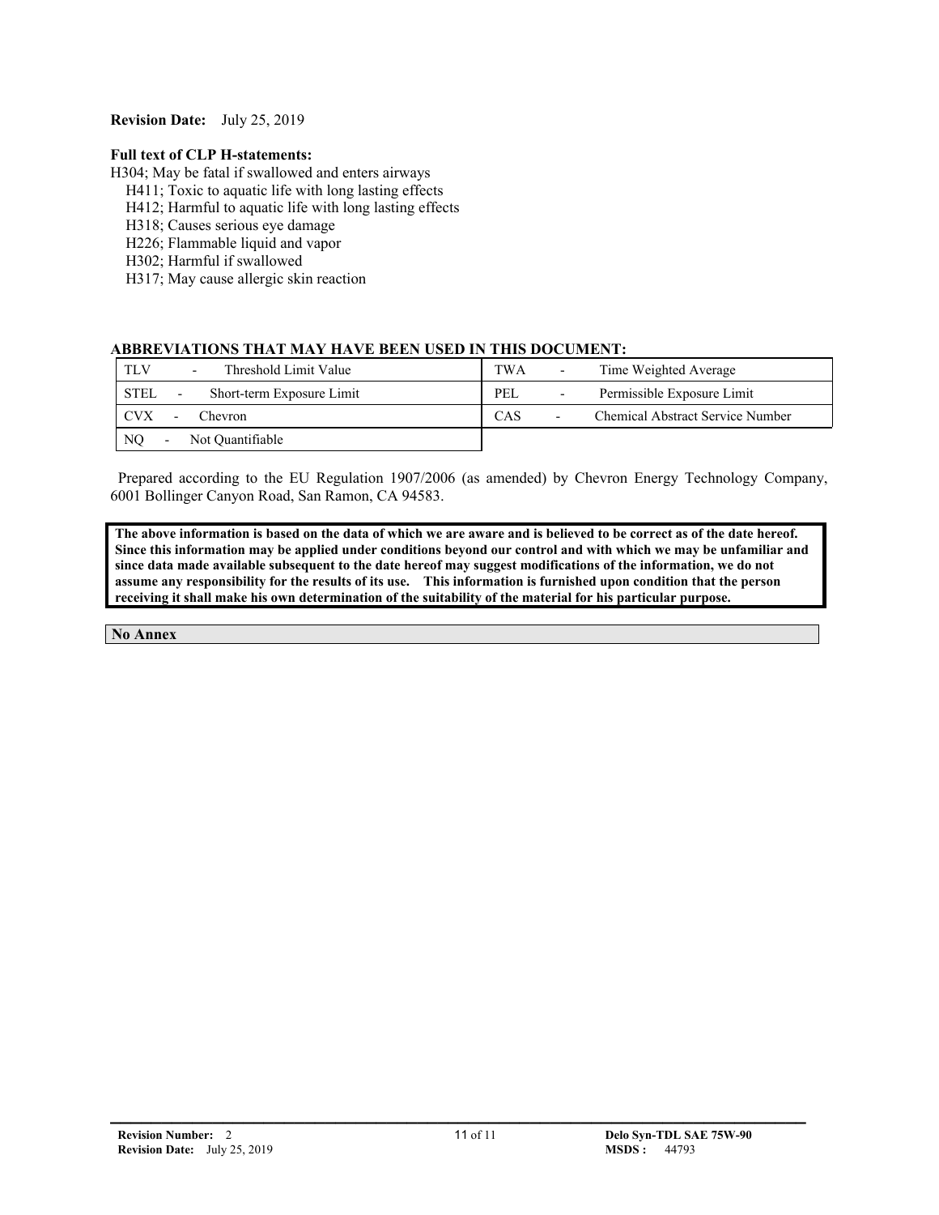**Revision Date:** July 25, 2019

**Full text of CLP H-statements:**

H304; May be fatal if swallowed and enters airways
H411; Toxic to aquatic life with long lasting effects
H412; Harmful to aquatic life with long lasting effects
H318; Causes serious eye damage
H226; Flammable liquid and vapor
H302; Harmful if swallowed
H317; May cause allergic skin reaction

**ABBREVIATIONS THAT MAY HAVE BEEN USED IN THIS DOCUMENT:**

| | |
|---|---|
| TLV - Threshold Limit Value | TWA - Time Weighted Average |
| STEL - Short-term Exposure Limit | PEL - Permissible Exposure Limit |
| CVX - Chevron | CAS - Chemical Abstract Service Number |
| NQ - Not Quantifiable | |

Prepared according to the EU Regulation 1907/2006 (as amended) by Chevron Energy Technology Company, 6001 Bollinger Canyon Road, San Ramon, CA 94583.

**The above information is based on the data of which we are aware and is believed to be correct as of the date hereof. Since this information may be applied under conditions beyond our control and with which we may be unfamiliar and since data made available subsequent to the date hereof may suggest modifications of the information, we do not assume any responsibility for the results of its use. This information is furnished upon condition that the person receiving it shall make his own determination of the suitability of the material for his particular purpose.**

**No Annex**